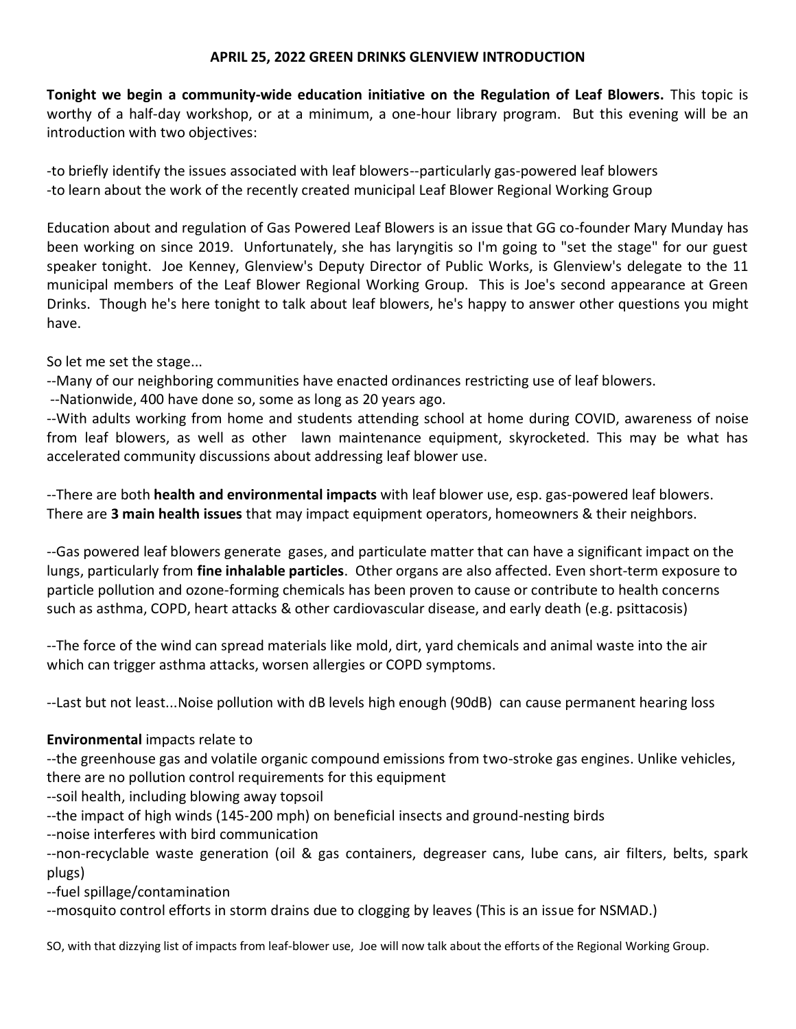**APRIL 25, 2022 GREEN DRINKS GLENVIEW INTRODUCTION**

**Tonight we begin a community-wide education initiative on the Regulation of Leaf Blowers.** This topic is worthy of a half-day workshop, or at a minimum, a one-hour library program. But this evening will be an introduction with two objectives:

-to briefly identify the issues associated with leaf blowers--particularly gas-powered leaf blowers
-to learn about the work of the recently created municipal Leaf Blower Regional Working Group

Education about and regulation of Gas Powered Leaf Blowers is an issue that GG co-founder Mary Munday has been working on since 2019. Unfortunately, she has laryngitis so I'm going to "set the stage" for our guest speaker tonight. Joe Kenney, Glenview's Deputy Director of Public Works, is Glenview's delegate to the 11 municipal members of the Leaf Blower Regional Working Group. This is Joe's second appearance at Green Drinks. Though he's here tonight to talk about leaf blowers, he's happy to answer other questions you might have.

So let me set the stage...
--Many of our neighboring communities have enacted ordinances restricting use of leaf blowers.
--Nationwide, 400 have done so, some as long as 20 years ago.
--With adults working from home and students attending school at home during COVID, awareness of noise from leaf blowers, as well as other lawn maintenance equipment, skyrocketed. This may be what has accelerated community discussions about addressing leaf blower use.

--There are both **health and environmental impacts** with leaf blower use, esp. gas-powered leaf blowers. There are **3 main health issues** that may impact equipment operators, homeowners & their neighbors.

--Gas powered leaf blowers generate gases, and particulate matter that can have a significant impact on the lungs, particularly from **fine inhalable particles**. Other organs are also affected. Even short-term exposure to particle pollution and ozone-forming chemicals has been proven to cause or contribute to health concerns such as asthma, COPD, heart attacks & other cardiovascular disease, and early death (e.g. psittacosis)

--The force of the wind can spread materials like mold, dirt, yard chemicals and animal waste into the air which can trigger asthma attacks, worsen allergies or COPD symptoms.

--Last but not least...Noise pollution with dB levels high enough (90dB) can cause permanent hearing loss

**Environmental** impacts relate to
--the greenhouse gas and volatile organic compound emissions from two-stroke gas engines. Unlike vehicles, there are no pollution control requirements for this equipment
--soil health, including blowing away topsoil
--the impact of high winds (145-200 mph) on beneficial insects and ground-nesting birds
--noise interferes with bird communication
--non-recyclable waste generation (oil & gas containers, degreaser cans, lube cans, air filters, belts, spark plugs)
--fuel spillage/contamination
--mosquito control efforts in storm drains due to clogging by leaves (This is an issue for NSMAD.)

SO, with that dizzying list of impacts from leaf-blower use, Joe will now talk about the efforts of the Regional Working Group.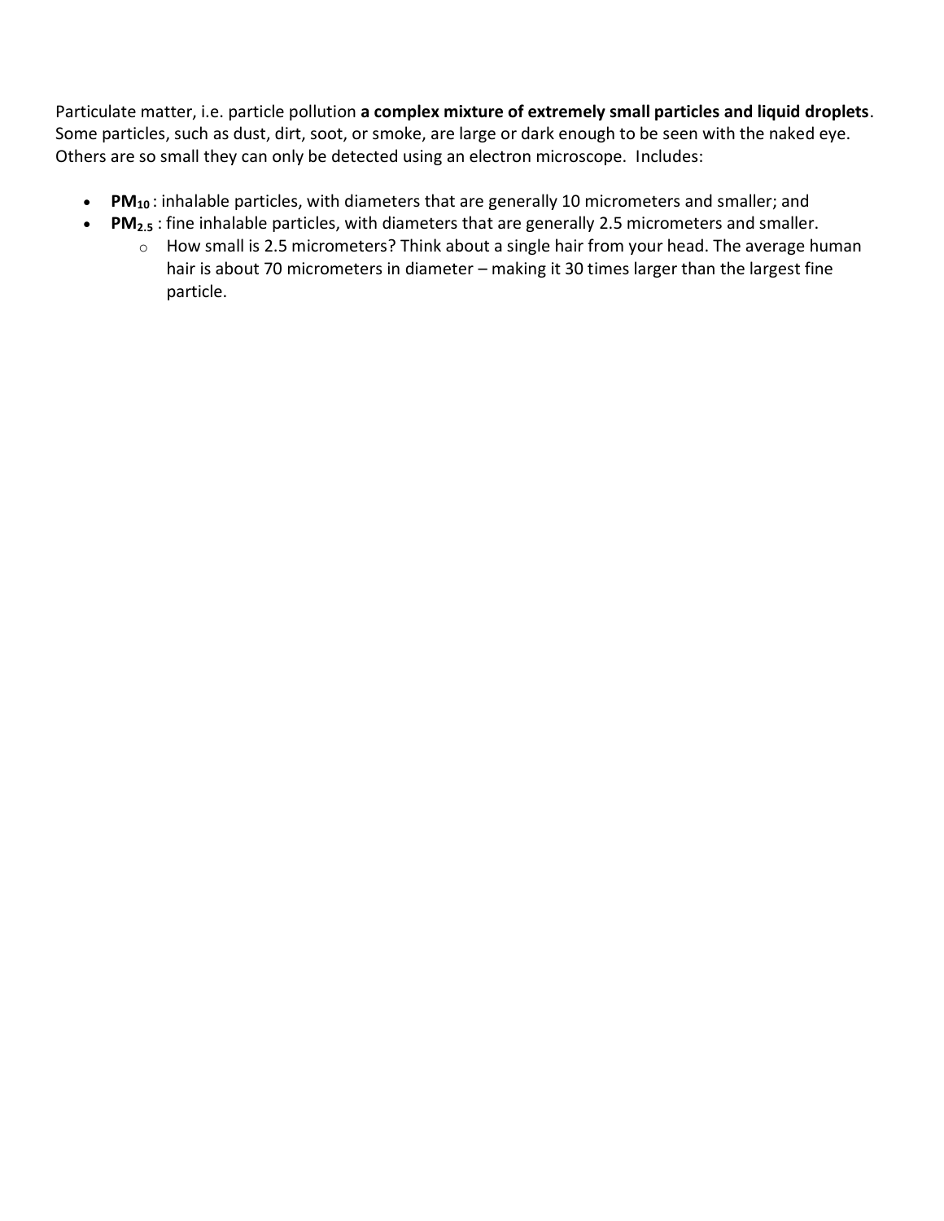Particulate matter, i.e. particle pollution **a complex mixture of extremely small particles and liquid droplets**. Some particles, such as dust, dirt, soot, or smoke, are large or dark enough to be seen with the naked eye. Others are so small they can only be detected using an electron microscope. Includes:

- **$PM_{10}$** : inhalable particles, with diameters that are generally 10 micrometers and smaller; and
- **$PM_{2.5}$** : fine inhalable particles, with diameters that are generally 2.5 micrometers and smaller.
  - How small is 2.5 micrometers? Think about a single hair from your head. The average human hair is about 70 micrometers in diameter – making it 30 times larger than the largest fine particle.